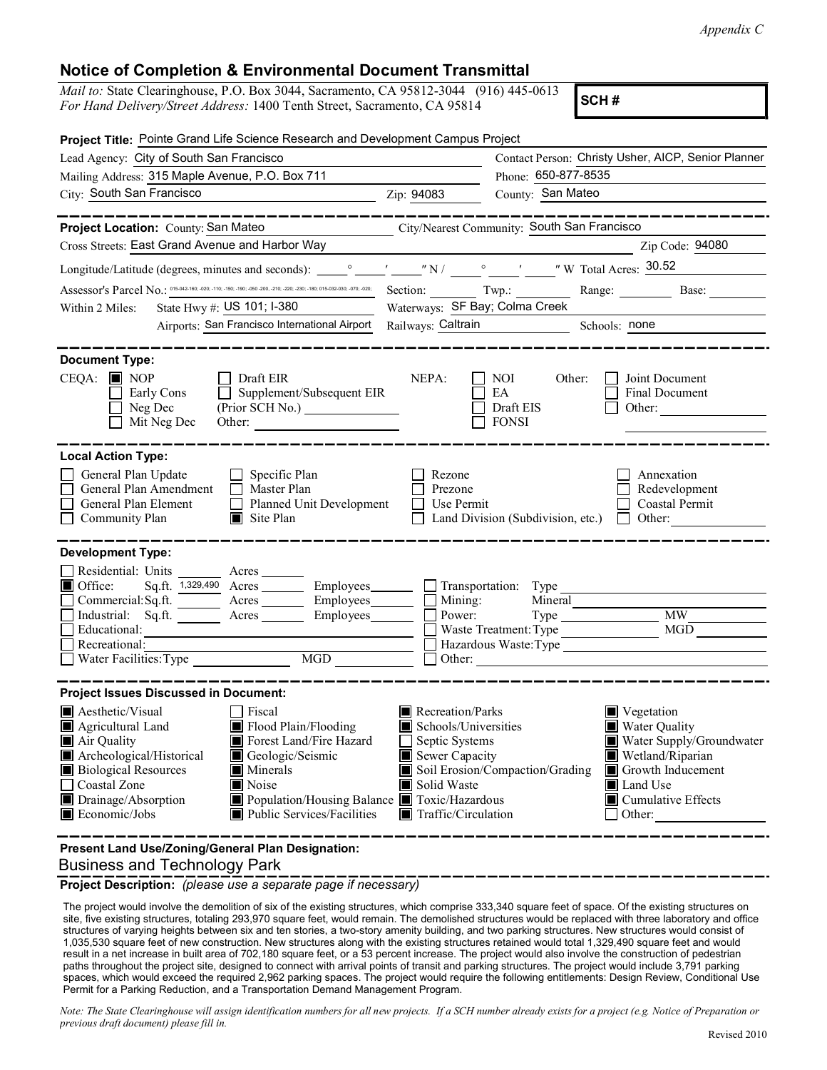*Appendix C*

## Notice of Completion & Environmental Document Transmittal

*Mail to:* State Clearinghouse, P.O. Box 3044, Sacramento, CA 95812-3044 (916) 445-0613
*For Hand Delivery/Street Address:* 1400 Tenth Street, Sacramento, CA 95814

**SCH #**

**Project Title:** Pointe Grand Life Science Research and Development Campus Project

Lead Agency: City of South San Francisco
Contact Person: Christy Usher, AICP, Senior Planner
Mailing Address: 315 Maple Avenue, P.O. Box 711
Phone: 650-877-8535
City: South San Francisco
Zip: 94083
County: San Mateo

---

**Project Location:** County: San Mateo
City/Nearest Community: South San Francisco
Cross Streets: East Grand Avenue and Harbor Way
Zip Code: 94080

Longitude/Latitude (degrees, minutes and seconds): ____° ____′ ____″ N / ____° ____′ ____″ W Total Acres: 30.52

Assessor's Parcel No.: 015-042-160; -020; -110; -150; -190; -050 -200, -210; -220; -230; -180; 015-032-030; -070; -020;
Section: ____ Twp.: ____ Range: ____ Base: ____

Within 2 Miles:
State Hwy #: US 101; I-380
Waterways: SF Bay; Colma Creek
Airports: San Francisco International Airport
Railways: Caltrain
Schools: none

---

**Document Type:**

CEQA:
- [x] NOP
- [ ] Early Cons
- [ ] Neg Dec
- [ ] Mit Neg Dec
- [ ] Draft EIR
- [ ] Supplement/Subsequent EIR (Prior SCH No.) ____
- Other: ____

NEPA:
- [ ] NOI
- [ ] EA
- [ ] Draft EIS
- [ ] FONSI

Other:
- [ ] Joint Document
- [ ] Final Document
- [ ] Other: ____

---

**Local Action Type:**

- [ ] General Plan Update
- [ ] General Plan Amendment
- [ ] General Plan Element
- [ ] Community Plan
- [ ] Specific Plan
- [ ] Master Plan
- [ ] Planned Unit Development
- [x] Site Plan
- [ ] Rezone
- [ ] Prezone
- [ ] Use Permit
- [ ] Land Division (Subdivision, etc.)
- [ ] Annexation
- [ ] Redevelopment
- [ ] Coastal Permit
- [ ] Other: ____

---

**Development Type:**

- [ ] Residential: Units ____ Acres ____
- [x] Office: Sq.ft. 1,329,490 Acres ____ Employees ____
- [ ] Commercial: Sq.ft. ____ Acres ____ Employees ____
- [ ] Industrial: Sq.ft. ____ Acres ____ Employees ____
- [ ] Educational: ____
- [ ] Recreational: ____
- [ ] Water Facilities: Type ____ MGD ____
- [ ] Transportation: Type ____
- [ ] Mining: Mineral ____
- [ ] Power: Type ____ MW ____
- [ ] Waste Treatment: Type ____ MGD ____
- [ ] Hazardous Waste: Type ____
- [ ] Other: ____

---

**Project Issues Discussed in Document:**

- [x] Aesthetic/Visual
- [x] Agricultural Land
- [x] Air Quality
- [x] Archeological/Historical
- [x] Biological Resources
- [ ] Coastal Zone
- [x] Drainage/Absorption
- [x] Economic/Jobs
- [ ] Fiscal
- [x] Flood Plain/Flooding
- [x] Forest Land/Fire Hazard
- [x] Geologic/Seismic
- [x] Minerals
- [x] Noise
- [x] Population/Housing Balance
- [x] Public Services/Facilities
- [x] Recreation/Parks
- [x] Schools/Universities
- [ ] Septic Systems
- [x] Sewer Capacity
- [x] Soil Erosion/Compaction/Grading
- [x] Solid Waste
- [x] Toxic/Hazardous
- [x] Traffic/Circulation
- [x] Vegetation
- [x] Water Quality
- [x] Water Supply/Groundwater
- [x] Wetland/Riparian
- [x] Growth Inducement
- [x] Land Use
- [x] Cumulative Effects
- [ ] Other: ____

---

**Present Land Use/Zoning/General Plan Designation:**

Business and Technology Park

---

**Project Description:** *(please use a separate page if necessary)*

The project would involve the demolition of six of the existing structures, which comprise 333,340 square feet of space. Of the existing structures on site, five existing structures, totaling 293,970 square feet, would remain. The demolished structures would be replaced with three laboratory and office structures of varying heights between six and ten stories, a two-story amenity building, and two parking structures. New structures would consist of 1,035,530 square feet of new construction. New structures along with the existing structures retained would total 1,329,490 square feet and would result in a net increase in built area of 702,180 square feet, or a 53 percent increase. The project would also involve the construction of pedestrian paths throughout the project site, designed to connect with arrival points of transit and parking structures. The project would include 3,791 parking spaces, which would exceed the required 2,962 parking spaces. The project would require the following entitlements: Design Review, Conditional Use Permit for a Parking Reduction, and a Transportation Demand Management Program.

*Note: The State Clearinghouse will assign identification numbers for all new projects. If a SCH number already exists for a project (e.g. Notice of Preparation or previous draft document) please fill in.*

Revised 2010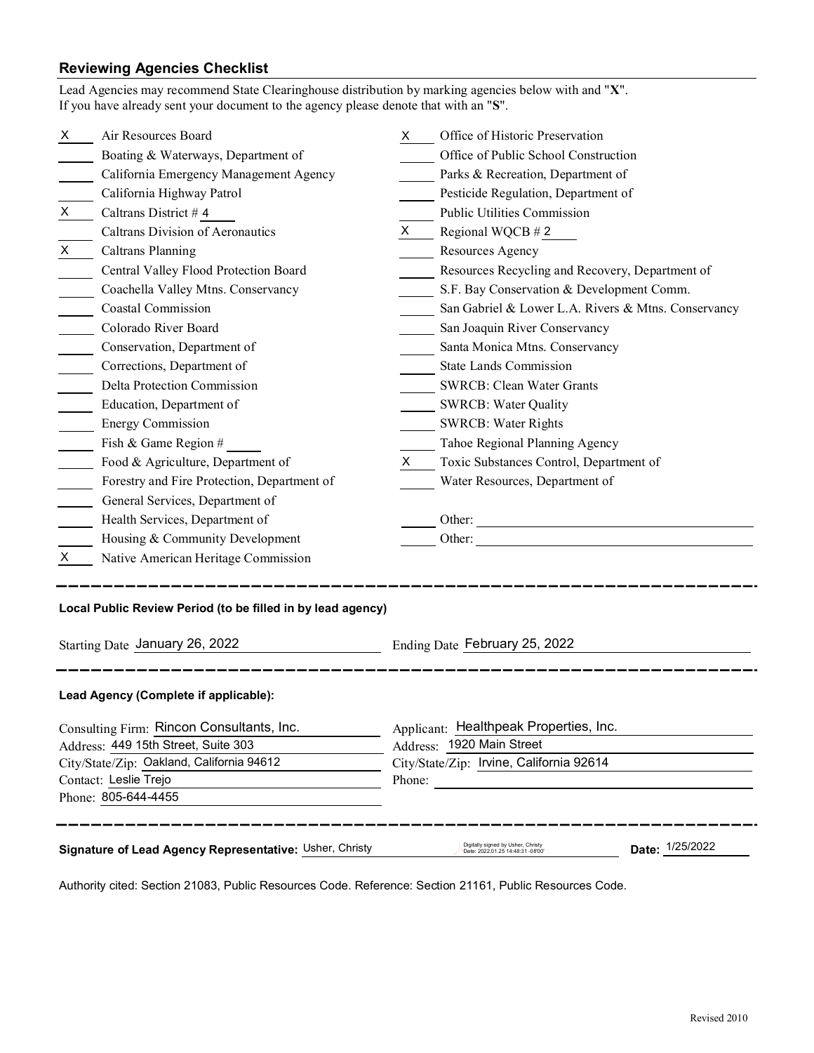## Reviewing Agencies Checklist

Lead Agencies may recommend State Clearinghouse distribution by marking agencies below with and "**X**".
If you have already sent your document to the agency please denote that with an "**S**".

| | | | |
|---|---|---|---|
| X | Air Resources Board | X | Office of Historic Preservation |
| | Boating & Waterways, Department of | | Office of Public School Construction |
| | California Emergency Management Agency | | Parks & Recreation, Department of |
| | California Highway Patrol | | Pesticide Regulation, Department of |
| X | Caltrans District # 4 | | Public Utilities Commission |
| | Caltrans Division of Aeronautics | X | Regional WQCB # 2 |
| X | Caltrans Planning | | Resources Agency |
| | Central Valley Flood Protection Board | | Resources Recycling and Recovery, Department of |
| | Coachella Valley Mtns. Conservancy | | S.F. Bay Conservation & Development Comm. |
| | Coastal Commission | | San Gabriel & Lower L.A. Rivers & Mtns. Conservancy |
| | Colorado River Board | | San Joaquin River Conservancy |
| | Conservation, Department of | | Santa Monica Mtns. Conservancy |
| | Corrections, Department of | | State Lands Commission |
| | Delta Protection Commission | | SWRCB: Clean Water Grants |
| | Education, Department of | | SWRCB: Water Quality |
| | Energy Commission | | SWRCB: Water Rights |
| | Fish & Game Region # | | Tahoe Regional Planning Agency |
| | Food & Agriculture, Department of | X | Toxic Substances Control, Department of |
| | Forestry and Fire Protection, Department of | | Water Resources, Department of |
| | General Services, Department of | | |
| | Health Services, Department of | | Other: |
| | Housing & Community Development | | Other: |
| X | Native American Heritage Commission | | |

---

**Local Public Review Period (to be filled in by lead agency)**

Starting Date January 26, 2022 | Ending Date February 25, 2022

---

**Lead Agency (Complete if applicable):**

| | |
|---|---|
| Consulting Firm: Rincon Consultants, Inc. | Applicant: Healthpeak Properties, Inc. |
| Address: 449 15th Street, Suite 303 | Address: 1920 Main Street |
| City/State/Zip: Oakland, California 94612 | City/State/Zip: Irvine, California 92614 |
| Contact: Leslie Trejo | Phone: |
| Phone: 805-644-4455 | |

---

**Signature of Lead Agency Representative:** Usher, Christy Digitally signed by Usher, Christy Date: 2022.01.25 14:48:31 -08'00' **Date:** 1/25/2022

Authority cited: Section 21083, Public Resources Code. Reference: Section 21161, Public Resources Code.

Revised 2010